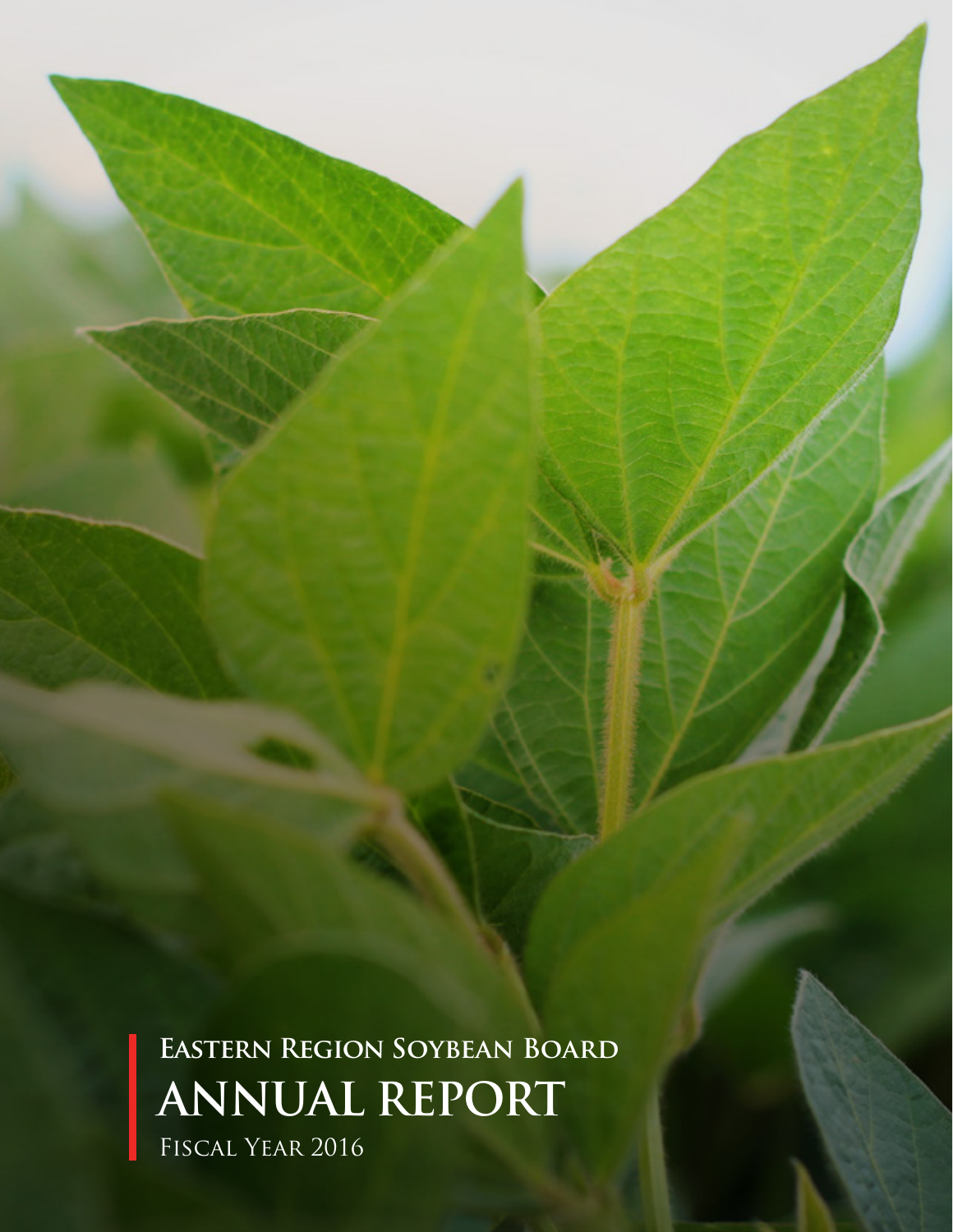# Eastern Region Soybean Board

# ANNUAL REPORT

Fiscal Year 2016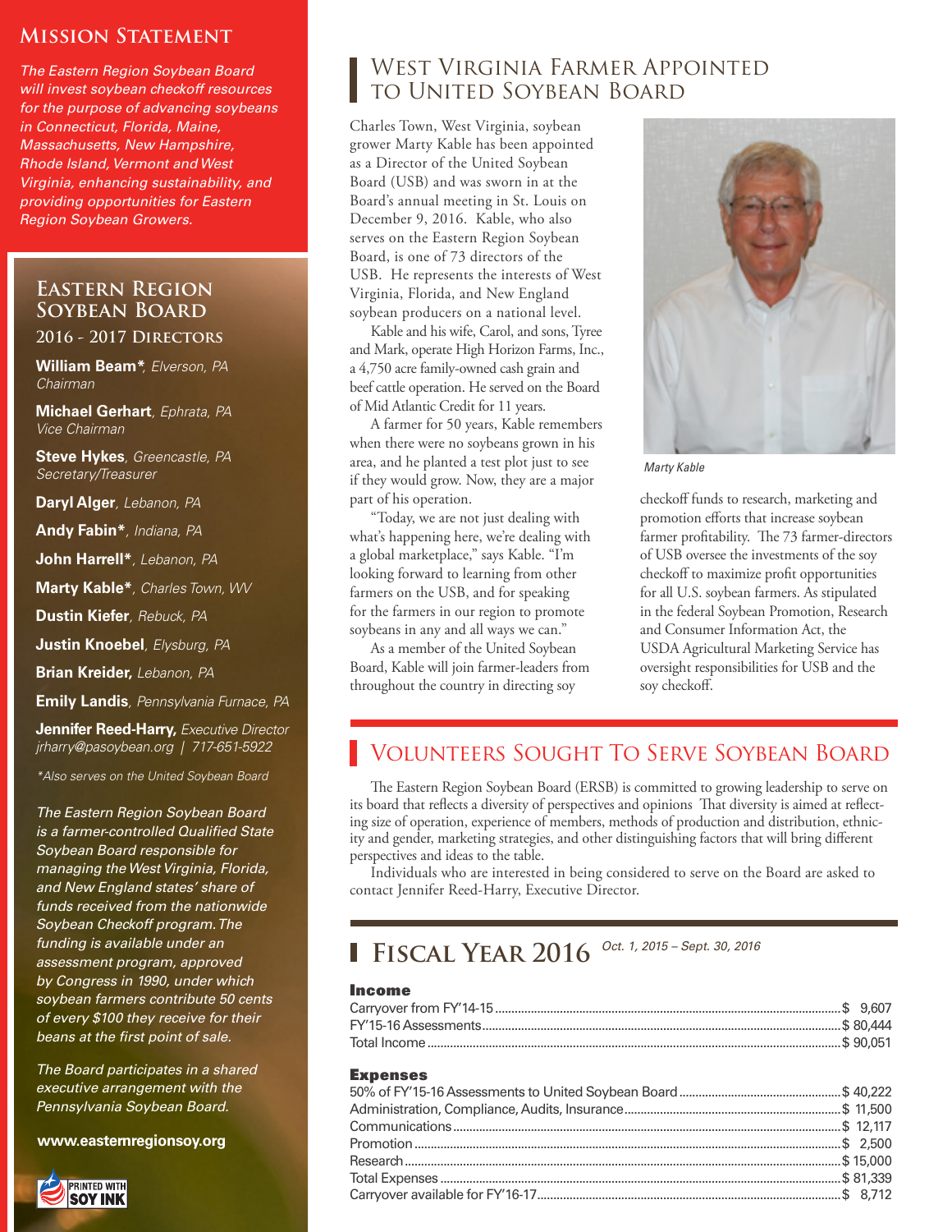## Mission Statement

*The Eastern Region Soybean Board will invest soybean checkoff resources for the purpose of advancing soybeans in Connecticut, Florida, Maine, Massachusetts, New Hampshire, Rhode Island, Vermont and West Virginia, enhancing sustainability, and providing opportunities for Eastern Region Soybean Growers.*

## Eastern Region Soybean Board

### 2016 - 2017 Directors

**William Beam***, *Elverson, PA*
*Chairman*

**Michael Gerhart**, *Ephrata, PA*
*Vice Chairman*

**Steve Hykes**, *Greencastle, PA*
*Secretary/Treasurer*

**Daryl Alger**, *Lebanon, PA*

**Andy Fabin***, *Indiana, PA*

**John Harrell***, *Lebanon, PA*

**Marty Kable***, *Charles Town, WV*

**Dustin Kiefer**, *Rebuck, PA*

**Justin Knoebel**, *Elysburg, PA*

**Brian Kreider,** *Lebanon, PA*

**Emily Landis**, *Pennsylvania Furnace, PA*

**Jennifer Reed-Harry,** *Executive Director*
*jrharry@pasoybean.org | 717-651-5922*

*\*Also serves on the United Soybean Board*

*The Eastern Region Soybean Board is a farmer-controlled Qualified State Soybean Board responsible for managing the West Virginia, Florida, and New England states' share of funds received from the nationwide Soybean Checkoff program. The funding is available under an assessment program, approved by Congress in 1990, under which soybean farmers contribute 50 cents of every $100 they receive for their beans at the first point of sale.*

*The Board participates in a shared executive arrangement with the Pennsylvania Soybean Board.*

**www.easternregionsoy.org**

PRINTED WITH SOY INK

## West Virginia Farmer Appointed to United Soybean Board

Charles Town, West Virginia, soybean grower Marty Kable has been appointed as a Director of the United Soybean Board (USB) and was sworn in at the Board's annual meeting in St. Louis on December 9, 2016. Kable, who also serves on the Eastern Region Soybean Board, is one of 73 directors of the USB. He represents the interests of West Virginia, Florida, and New England soybean producers on a national level.

Kable and his wife, Carol, and sons, Tyree and Mark, operate High Horizon Farms, Inc., a 4,750 acre family-owned cash grain and beef cattle operation. He served on the Board of Mid Atlantic Credit for 11 years.

A farmer for 50 years, Kable remembers when there were no soybeans grown in his area, and he planted a test plot just to see if they would grow. Now, they are a major part of his operation.

"Today, we are not just dealing with what's happening here, we're dealing with a global marketplace," says Kable. "I'm looking forward to learning from other farmers on the USB, and for speaking for the farmers in our region to promote soybeans in any and all ways we can."

As a member of the United Soybean Board, Kable will join farmer-leaders from throughout the country in directing soy checkoff funds to research, marketing and promotion efforts that increase soybean farmer profitability. The 73 farmer-directors of USB oversee the investments of the soy checkoff to maximize profit opportunities for all U.S. soybean farmers. As stipulated in the federal Soybean Promotion, Research and Consumer Information Act, the USDA Agricultural Marketing Service has oversight responsibilities for USB and the soy checkoff.

*Marty Kable*

## Volunteers Sought To Serve Soybean Board

The Eastern Region Soybean Board (ERSB) is committed to growing leadership to serve on its board that reflects a diversity of perspectives and opinions That diversity is aimed at reflecting size of operation, experience of members, methods of production and distribution, ethnicity and gender, marketing strategies, and other distinguishing factors that will bring different perspectives and ideas to the table.

Individuals who are interested in being considered to serve on the Board are asked to contact Jennifer Reed-Harry, Executive Director.

## Fiscal Year 2016 *Oct. 1, 2015 – Sept. 30, 2016*

**Income**

| Item | Amount |
|---|---|
| Carryover from FY'14-15 | $ 9,607 |
| FY'15-16 Assessments | $ 80,444 |
| Total Income | $ 90,051 |

**Expenses**

| Item | Amount |
|---|---|
| 50% of FY'15-16 Assessments to United Soybean Board | $ 40,222 |
| Administration, Compliance, Audits, Insurance | $ 11,500 |
| Communications | $ 12,117 |
| Promotion | $ 2,500 |
| Research | $ 15,000 |
| Total Expenses | $ 81,339 |
| Carryover available for FY'16-17 | $ 8,712 |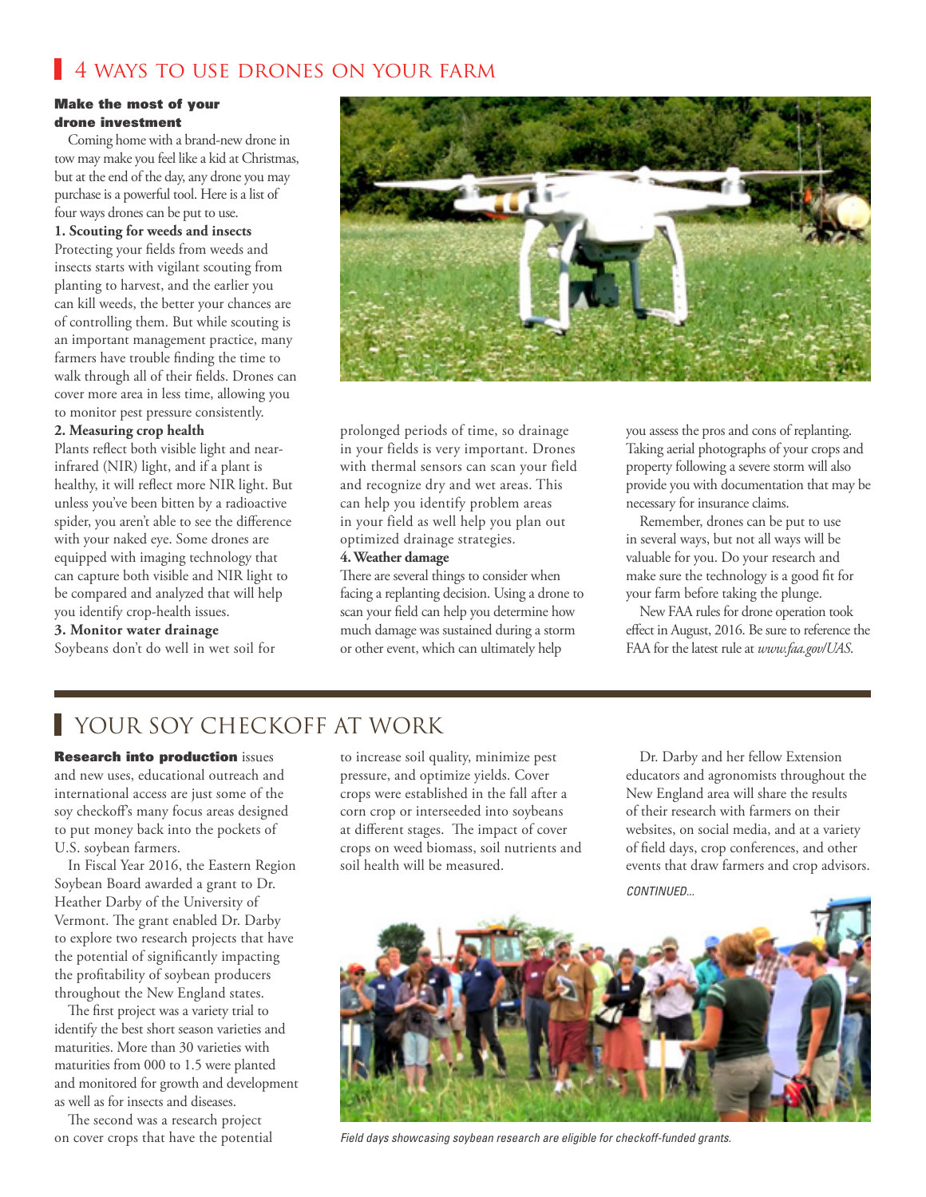## 4 WAYS TO USE DRONES ON YOUR FARM

**Make the most of your drone investment**

Coming home with a brand-new drone in tow may make you feel like a kid at Christmas, but at the end of the day, any drone you may purchase is a powerful tool. Here is a list of four ways drones can be put to use.

**1. Scouting for weeds and insects**

Protecting your fields from weeds and insects starts with vigilant scouting from planting to harvest, and the earlier you can kill weeds, the better your chances are of controlling them. But while scouting is an important management practice, many farmers have trouble finding the time to walk through all of their fields. Drones can cover more area in less time, allowing you to monitor pest pressure consistently.

**2. Measuring crop health**

Plants reflect both visible light and near-infrared (NIR) light, and if a plant is healthy, it will reflect more NIR light. But unless you've been bitten by a radioactive spider, you aren't able to see the difference with your naked eye. Some drones are equipped with imaging technology that can capture both visible and NIR light to be compared and analyzed that will help you identify crop-health issues.

**3. Monitor water drainage**

Soybeans don't do well in wet soil for prolonged periods of time, so drainage in your fields is very important. Drones with thermal sensors can scan your field and recognize dry and wet areas. This can help you identify problem areas in your field as well help you plan out optimized drainage strategies.

**4. Weather damage**

There are several things to consider when facing a replanting decision. Using a drone to scan your field can help you determine how much damage was sustained during a storm or other event, which can ultimately help you assess the pros and cons of replanting. Taking aerial photographs of your crops and property following a severe storm will also provide you with documentation that may be necessary for insurance claims.

Remember, drones can be put to use in several ways, but not all ways will be valuable for you. Do your research and make sure the technology is a good fit for your farm before taking the plunge.

New FAA rules for drone operation took effect in August, 2016. Be sure to reference the FAA for the latest rule at *www.faa.gov/UAS*.

## YOUR SOY CHECKOFF AT WORK

**Research into production** issues and new uses, educational outreach and international access are just some of the soy checkoff's many focus areas designed to put money back into the pockets of U.S. soybean farmers.

In Fiscal Year 2016, the Eastern Region Soybean Board awarded a grant to Dr. Heather Darby of the University of Vermont. The grant enabled Dr. Darby to explore two research projects that have the potential of significantly impacting the profitability of soybean producers throughout the New England states.

The first project was a variety trial to identify the best short season varieties and maturities. More than 30 varieties with maturities from 000 to 1.5 were planted and monitored for growth and development as well as for insects and diseases.

The second was a research project on cover crops that have the potential to increase soil quality, minimize pest pressure, and optimize yields. Cover crops were established in the fall after a corn crop or interseeded into soybeans at different stages. The impact of cover crops on weed biomass, soil nutrients and soil health will be measured.

Dr. Darby and her fellow Extension educators and agronomists throughout the New England area will share the results of their research with farmers on their websites, on social media, and at a variety of field days, crop conferences, and other events that draw farmers and crop advisors.

*CONTINUED...*

*Field days showcasing soybean research are eligible for checkoff-funded grants.*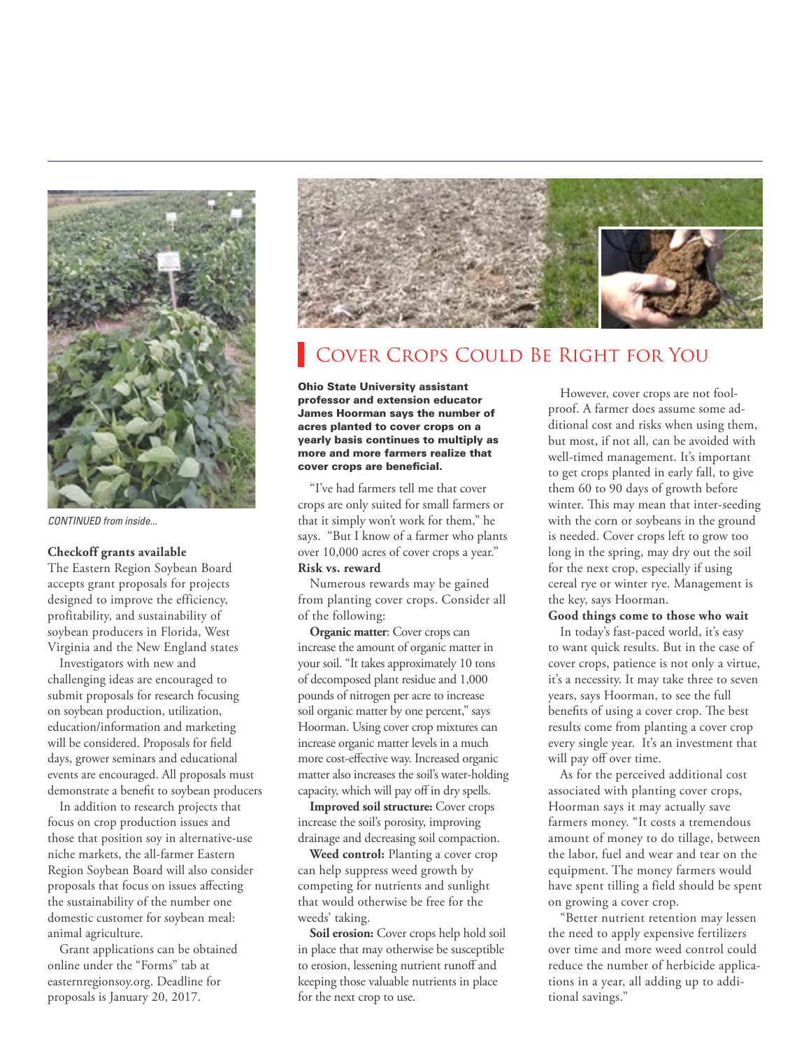*CONTINUED from inside...*

**Checkoff grants available**

The Eastern Region Soybean Board accepts grant proposals for projects designed to improve the efficiency, profitability, and sustainability of soybean producers in Florida, West Virginia and the New England states

Investigators with new and challenging ideas are encouraged to submit proposals for research focusing on soybean production, utilization, education/information and marketing will be considered. Proposals for field days, grower seminars and educational events are encouraged. All proposals must demonstrate a benefit to soybean producers

In addition to research projects that focus on crop production issues and those that position soy in alternative-use niche markets, the all-farmer Eastern Region Soybean Board will also consider proposals that focus on issues affecting the sustainability of the number one domestic customer for soybean meal: animal agriculture.

Grant applications can be obtained online under the "Forms" tab at easternregionsoy.org. Deadline for proposals is January 20, 2017.

# Cover Crops Could Be Right for You

**Ohio State University assistant professor and extension educator James Hoorman says the number of acres planted to cover crops on a yearly basis continues to multiply as more and more farmers realize that cover crops are beneficial.**

"I've had farmers tell me that cover crops are only suited for small farmers or that it simply won't work for them," he says. "But I know of a farmer who plants over 10,000 acres of cover crops a year."

**Risk vs. reward**

Numerous rewards may be gained from planting cover crops. Consider all of the following:

**Organic matter**: Cover crops can increase the amount of organic matter in your soil. "It takes approximately 10 tons of decomposed plant residue and 1,000 pounds of nitrogen per acre to increase soil organic matter by one percent," says Hoorman. Using cover crop mixtures can increase organic matter levels in a much more cost-effective way. Increased organic matter also increases the soil's water-holding capacity, which will pay off in dry spells.

**Improved soil structure:** Cover crops increase the soil's porosity, improving drainage and decreasing soil compaction.

**Weed control:** Planting a cover crop can help suppress weed growth by competing for nutrients and sunlight that would otherwise be free for the weeds' taking.

**Soil erosion:** Cover crops help hold soil in place that may otherwise be susceptible to erosion, lessening nutrient runoff and keeping those valuable nutrients in place for the next crop to use.

However, cover crops are not fool-proof. A farmer does assume some additional cost and risks when using them, but most, if not all, can be avoided with well-timed management. It's important to get crops planted in early fall, to give them 60 to 90 days of growth before winter. This may mean that inter-seeding with the corn or soybeans in the ground is needed. Cover crops left to grow too long in the spring, may dry out the soil for the next crop, especially if using cereal rye or winter rye. Management is the key, says Hoorman.

**Good things come to those who wait**

In today's fast-paced world, it's easy to want quick results. But in the case of cover crops, patience is not only a virtue, it's a necessity. It may take three to seven years, says Hoorman, to see the full benefits of using a cover crop. The best results come from planting a cover crop every single year. It's an investment that will pay off over time.

As for the perceived additional cost associated with planting cover crops, Hoorman says it may actually save farmers money. "It costs a tremendous amount of money to do tillage, between the labor, fuel and wear and tear on the equipment. The money farmers would have spent tilling a field should be spent on growing a cover crop.

"Better nutrient retention may lessen the need to apply expensive fertilizers over time and more weed control could reduce the number of herbicide applications in a year, all adding up to additional savings."